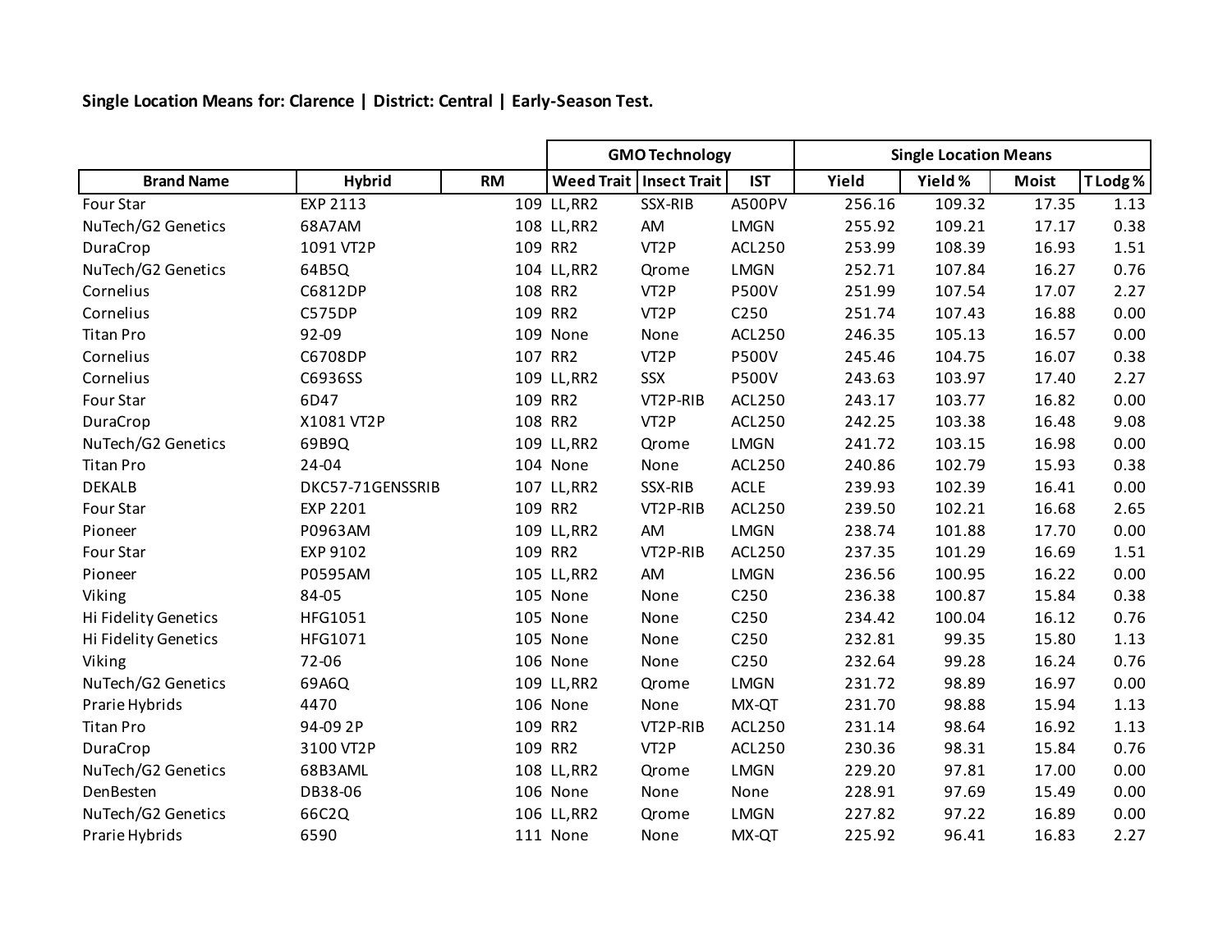**Single Location Means for: Clarence | District: Central | Early-Season Test.**

| | | | GMO Technology | | | Single Location Means | | | |
|---|---|---|---|---|---|---|---|---|---|
| **Brand Name** | **Hybrid** | **RM** | **Weed Trait** | **Insect Trait** | **IST** | **Yield** | **Yield %** | **Moist** | **T Lodg %** |
| Four Star | EXP 2113 | 109 | LL,RR2 | SSX-RIB | A500PV | 256.16 | 109.32 | 17.35 | 1.13 |
| NuTech/G2 Genetics | 68A7AM | 108 | LL,RR2 | AM | LMGN | 255.92 | 109.21 | 17.17 | 0.38 |
| DuraCrop | 1091 VT2P | 109 | RR2 | VT2P | ACL250 | 253.99 | 108.39 | 16.93 | 1.51 |
| NuTech/G2 Genetics | 64B5Q | 104 | LL,RR2 | Qrome | LMGN | 252.71 | 107.84 | 16.27 | 0.76 |
| Cornelius | C6812DP | 108 | RR2 | VT2P | P500V | 251.99 | 107.54 | 17.07 | 2.27 |
| Cornelius | C575DP | 109 | RR2 | VT2P | C250 | 251.74 | 107.43 | 16.88 | 0.00 |
| Titan Pro | 92-09 | 109 | None | None | ACL250 | 246.35 | 105.13 | 16.57 | 0.00 |
| Cornelius | C6708DP | 107 | RR2 | VT2P | P500V | 245.46 | 104.75 | 16.07 | 0.38 |
| Cornelius | C6936SS | 109 | LL,RR2 | SSX | P500V | 243.63 | 103.97 | 17.40 | 2.27 |
| Four Star | 6D47 | 109 | RR2 | VT2P-RIB | ACL250 | 243.17 | 103.77 | 16.82 | 0.00 |
| DuraCrop | X1081 VT2P | 108 | RR2 | VT2P | ACL250 | 242.25 | 103.38 | 16.48 | 9.08 |
| NuTech/G2 Genetics | 69B9Q | 109 | LL,RR2 | Qrome | LMGN | 241.72 | 103.15 | 16.98 | 0.00 |
| Titan Pro | 24-04 | 104 | None | None | ACL250 | 240.86 | 102.79 | 15.93 | 0.38 |
| DEKALB | DKC57-71GENSSRIB | 107 | LL,RR2 | SSX-RIB | ACLE | 239.93 | 102.39 | 16.41 | 0.00 |
| Four Star | EXP 2201 | 109 | RR2 | VT2P-RIB | ACL250 | 239.50 | 102.21 | 16.68 | 2.65 |
| Pioneer | P0963AM | 109 | LL,RR2 | AM | LMGN | 238.74 | 101.88 | 17.70 | 0.00 |
| Four Star | EXP 9102 | 109 | RR2 | VT2P-RIB | ACL250 | 237.35 | 101.29 | 16.69 | 1.51 |
| Pioneer | P0595AM | 105 | LL,RR2 | AM | LMGN | 236.56 | 100.95 | 16.22 | 0.00 |
| Viking | 84-05 | 105 | None | None | C250 | 236.38 | 100.87 | 15.84 | 0.38 |
| Hi Fidelity Genetics | HFG1051 | 105 | None | None | C250 | 234.42 | 100.04 | 16.12 | 0.76 |
| Hi Fidelity Genetics | HFG1071 | 105 | None | None | C250 | 232.81 | 99.35 | 15.80 | 1.13 |
| Viking | 72-06 | 106 | None | None | C250 | 232.64 | 99.28 | 16.24 | 0.76 |
| NuTech/G2 Genetics | 69A6Q | 109 | LL,RR2 | Qrome | LMGN | 231.72 | 98.89 | 16.97 | 0.00 |
| Prarie Hybrids | 4470 | 106 | None | None | MX-QT | 231.70 | 98.88 | 15.94 | 1.13 |
| Titan Pro | 94-09 2P | 109 | RR2 | VT2P-RIB | ACL250 | 231.14 | 98.64 | 16.92 | 1.13 |
| DuraCrop | 3100 VT2P | 109 | RR2 | VT2P | ACL250 | 230.36 | 98.31 | 15.84 | 0.76 |
| NuTech/G2 Genetics | 68B3AML | 108 | LL,RR2 | Qrome | LMGN | 229.20 | 97.81 | 17.00 | 0.00 |
| DenBesten | DB38-06 | 106 | None | None | None | 228.91 | 97.69 | 15.49 | 0.00 |
| NuTech/G2 Genetics | 66C2Q | 106 | LL,RR2 | Qrome | LMGN | 227.82 | 97.22 | 16.89 | 0.00 |
| Prarie Hybrids | 6590 | 111 | None | None | MX-QT | 225.92 | 96.41 | 16.83 | 2.27 |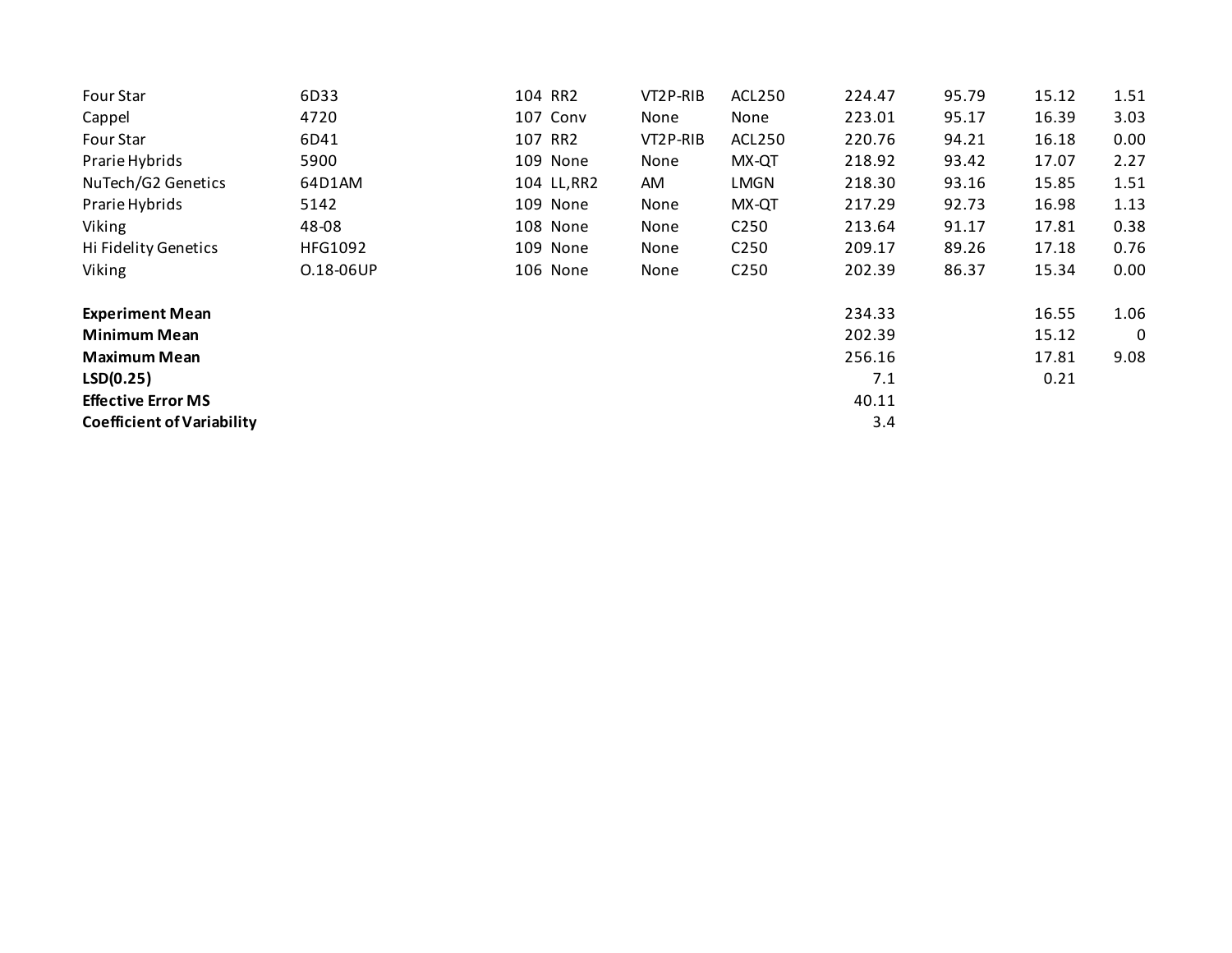| | | | | | | | | | |
|---|---|---|---|---|---|---|---|---|---|
| Four Star | 6D33 | 104 | RR2 | VT2P-RIB | ACL250 | 224.47 | 95.79 | 15.12 | 1.51 |
| Cappel | 4720 | 107 | Conv | None | None | 223.01 | 95.17 | 16.39 | 3.03 |
| Four Star | 6D41 | 107 | RR2 | VT2P-RIB | ACL250 | 220.76 | 94.21 | 16.18 | 0.00 |
| Prarie Hybrids | 5900 | 109 | None | None | MX-QT | 218.92 | 93.42 | 17.07 | 2.27 |
| NuTech/G2 Genetics | 64D1AM | 104 | LL,RR2 | AM | LMGN | 218.30 | 93.16 | 15.85 | 1.51 |
| Prarie Hybrids | 5142 | 109 | None | None | MX-QT | 217.29 | 92.73 | 16.98 | 1.13 |
| Viking | 48-08 | 108 | None | None | C250 | 213.64 | 91.17 | 17.81 | 0.38 |
| Hi Fidelity Genetics | HFG1092 | 109 | None | None | C250 | 209.17 | 89.26 | 17.18 | 0.76 |
| Viking | O.18-06UP | 106 | None | None | C250 | 202.39 | 86.37 | 15.34 | 0.00 |
| | | | | | | | | | |
| **Experiment Mean** | | | | | | 234.33 | | 16.55 | 1.06 |
| **Minimum Mean** | | | | | | 202.39 | | 15.12 | 0 |
| **Maximum Mean** | | | | | | 256.16 | | 17.81 | 9.08 |
| **LSD(0.25)** | | | | | | 7.1 | | 0.21 | |
| **Effective Error MS** | | | | | | 40.11 | | | |
| **Coefficient of Variability** | | | | | | 3.4 | | | |